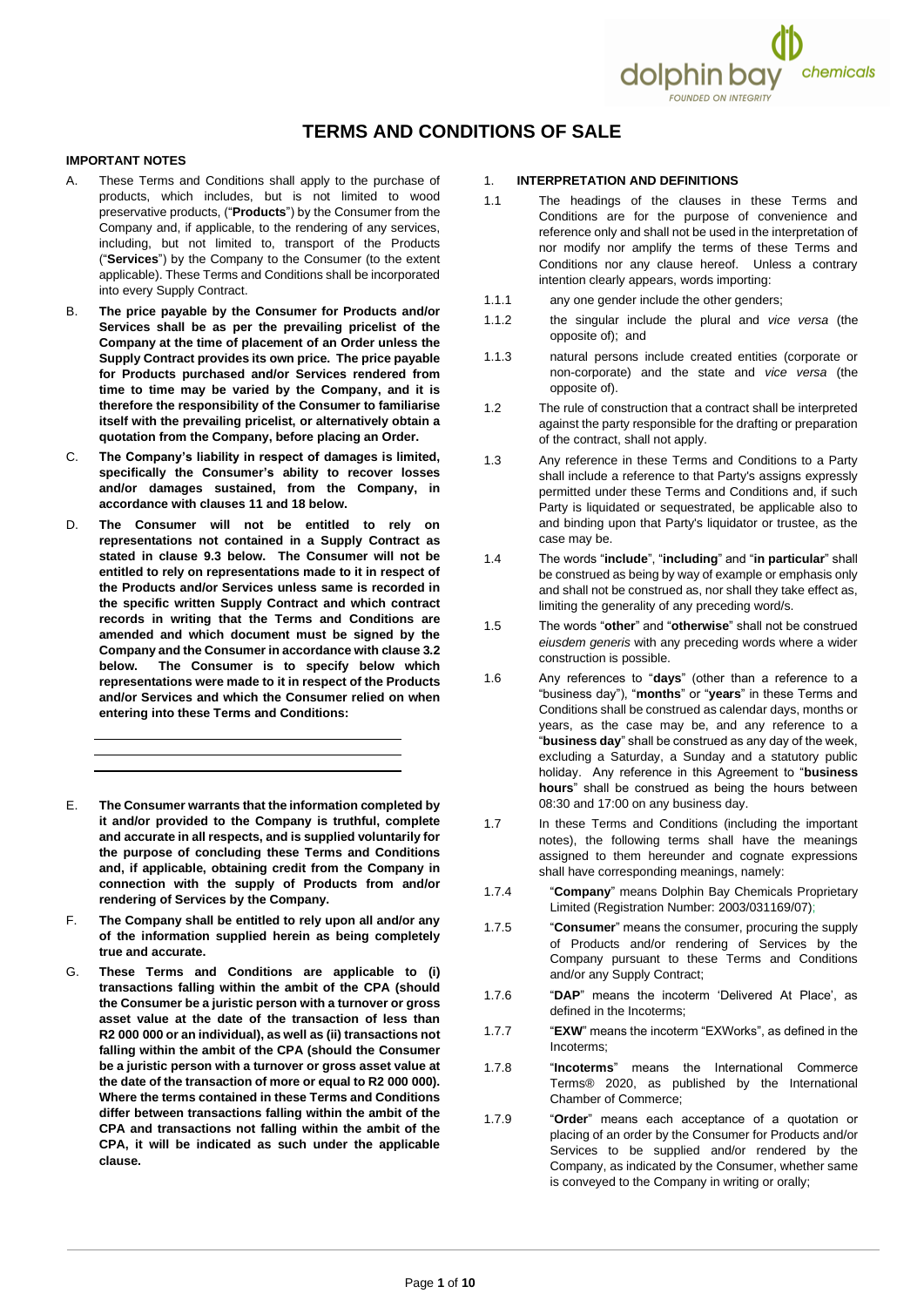# TERMS AND CONDITIONS OF SALE

**IMPORTANT NOTES**

A. These Terms and Conditions shall apply to the purchase of products, which includes, but is not limited to wood preservative products, ("**Products**") by the Consumer from the Company and, if applicable, to the rendering of any services, including, but not limited to, transport of the Products ("**Services**") by the Company to the Consumer (to the extent applicable). These Terms and Conditions shall be incorporated into every Supply Contract.

B. **The price payable by the Consumer for Products and/or Services shall be as per the prevailing pricelist of the Company at the time of placement of an Order unless the Supply Contract provides its own price. The price payable for Products purchased and/or Services rendered from time to time may be varied by the Company, and it is therefore the responsibility of the Consumer to familiarise itself with the prevailing pricelist, or alternatively obtain a quotation from the Company, before placing an Order.**

C. **The Company's liability in respect of damages is limited, specifically the Consumer's ability to recover losses and/or damages sustained, from the Company, in accordance with clauses 11 and 18 below.**

D. **The Consumer will not be entitled to rely on representations not contained in a Supply Contract as stated in clause 9.3 below. The Consumer will not be entitled to rely on representations made to it in respect of the Products and/or Services unless same is recorded in the specific written Supply Contract and which contract records in writing that the Terms and Conditions are amended and which document must be signed by the Company and the Consumer in accordance with clause 3.2 below. The Consumer is to specify below which representations were made to it in respect of the Products and/or Services and which the Consumer relied on when entering into these Terms and Conditions:**

\_\_\_\_\_\_\_\_\_\_\_\_\_\_\_\_\_\_\_\_\_\_\_\_\_\_\_\_\_\_\_\_\_\_\_\_\_\_\_\_

\_\_\_\_\_\_\_\_\_\_\_\_\_\_\_\_\_\_\_\_\_\_\_\_\_\_\_\_\_\_\_\_\_\_\_\_\_\_\_\_

\_\_\_\_\_\_\_\_\_\_\_\_\_\_\_\_\_\_\_\_\_\_\_\_\_\_\_\_\_\_\_\_\_\_\_\_\_\_\_\_

E. **The Consumer warrants that the information completed by it and/or provided to the Company is truthful, complete and accurate in all respects, and is supplied voluntarily for the purpose of concluding these Terms and Conditions and, if applicable, obtaining credit from the Company in connection with the supply of Products from and/or rendering of Services by the Company.**

F. **The Company shall be entitled to rely upon all and/or any of the information supplied herein as being completely true and accurate.**

G. **These Terms and Conditions are applicable to (i) transactions falling within the ambit of the CPA (should the Consumer be a juristic person with a turnover or gross asset value at the date of the transaction of less than R2 000 000 or an individual), as well as (ii) transactions not falling within the ambit of the CPA (should the Consumer be a juristic person with a turnover or gross asset value at the date of the transaction of more or equal to R2 000 000). Where the terms contained in these Terms and Conditions differ between transactions falling within the ambit of the CPA and transactions not falling within the ambit of the CPA, it will be indicated as such under the applicable clause.**

1. **INTERPRETATION AND DEFINITIONS**

1.1 The headings of the clauses in these Terms and Conditions are for the purpose of convenience and reference only and shall not be used in the interpretation of nor modify nor amplify the terms of these Terms and Conditions nor any clause hereof. Unless a contrary intention clearly appears, words importing:

1.1.1 any one gender include the other genders;

1.1.2 the singular include the plural and *vice versa* (the opposite of); and

1.1.3 natural persons include created entities (corporate or non-corporate) and the state and *vice versa* (the opposite of).

1.2 The rule of construction that a contract shall be interpreted against the party responsible for the drafting or preparation of the contract, shall not apply.

1.3 Any reference in these Terms and Conditions to a Party shall include a reference to that Party's assigns expressly permitted under these Terms and Conditions and, if such Party is liquidated or sequestrated, be applicable also to and binding upon that Party's liquidator or trustee, as the case may be.

1.4 The words "**include**", "**including**" and "**in particular**" shall be construed as being by way of example or emphasis only and shall not be construed as, nor shall they take effect as, limiting the generality of any preceding word/s.

1.5 The words "**other**" and "**otherwise**" shall not be construed *eiusdem generis* with any preceding words where a wider construction is possible.

1.6 Any references to "**days**" (other than a reference to a "business day"), "**months**" or "**years**" in these Terms and Conditions shall be construed as calendar days, months or years, as the case may be, and any reference to a "**business day**" shall be construed as any day of the week, excluding a Saturday, a Sunday and a statutory public holiday. Any reference in this Agreement to "**business hours**" shall be construed as being the hours between 08:30 and 17:00 on any business day.

1.7 In these Terms and Conditions (including the important notes), the following terms shall have the meanings assigned to them hereunder and cognate expressions shall have corresponding meanings, namely:

1.7.4 "**Company**" means Dolphin Bay Chemicals Proprietary Limited (Registration Number: 2003/031169/07);

1.7.5 "**Consumer**" means the consumer, procuring the supply of Products and/or rendering of Services by the Company pursuant to these Terms and Conditions and/or any Supply Contract;

1.7.6 "**DAP**" means the incoterm 'Delivered At Place', as defined in the Incoterms;

1.7.7 "**EXW**" means the incoterm "EXWorks", as defined in the Incoterms;

1.7.8 "**Incoterms**" means the International Commerce Terms® 2020, as published by the International Chamber of Commerce;

1.7.9 "**Order**" means each acceptance of a quotation or placing of an order by the Consumer for Products and/or Services to be supplied and/or rendered by the Company, as indicated by the Consumer, whether same is conveyed to the Company in writing or orally;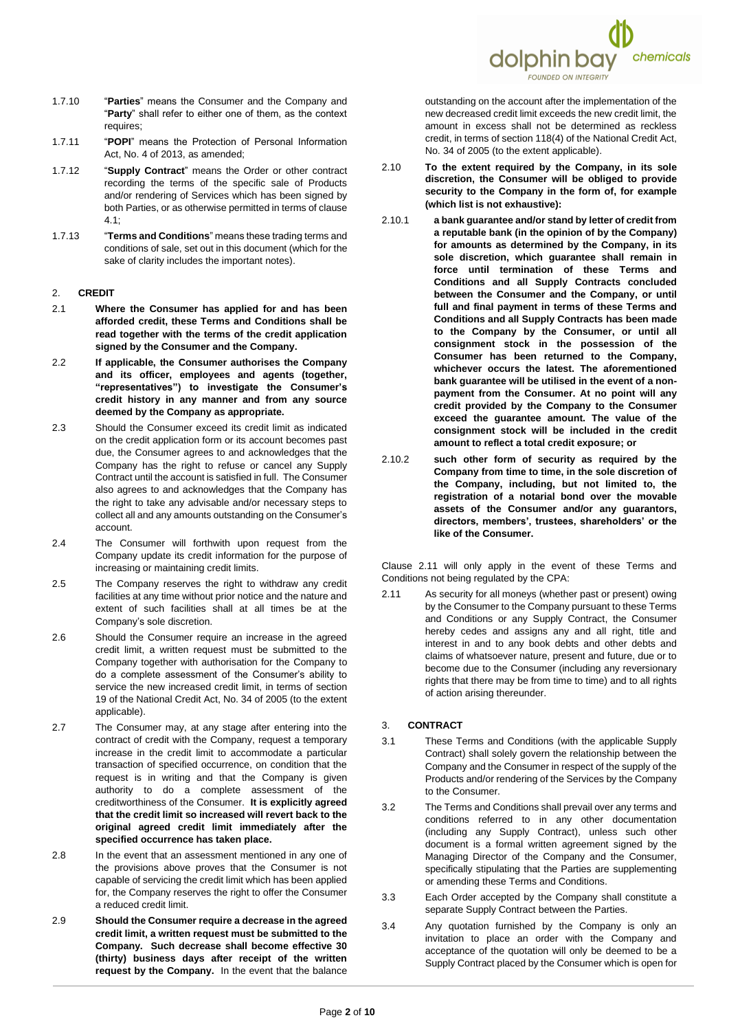1.7.10 "**Parties**" means the Consumer and the Company and "**Party**" shall refer to either one of them, as the context requires;

1.7.11 "**POPI**" means the Protection of Personal Information Act, No. 4 of 2013, as amended;

1.7.12 "**Supply Contract**" means the Order or other contract recording the terms of the specific sale of Products and/or rendering of Services which has been signed by both Parties, or as otherwise permitted in terms of clause 4.1;

1.7.13 "**Terms and Conditions**" means these trading terms and conditions of sale, set out in this document (which for the sake of clarity includes the important notes).

## 2. CREDIT

2.1 **Where the Consumer has applied for and has been afforded credit, these Terms and Conditions shall be read together with the terms of the credit application signed by the Consumer and the Company.**

2.2 **If applicable, the Consumer authorises the Company and its officer, employees and agents (together, "representatives") to investigate the Consumer's credit history in any manner and from any source deemed by the Company as appropriate.**

2.3 Should the Consumer exceed its credit limit as indicated on the credit application form or its account becomes past due, the Consumer agrees to and acknowledges that the Company has the right to refuse or cancel any Supply Contract until the account is satisfied in full. The Consumer also agrees to and acknowledges that the Company has the right to take any advisable and/or necessary steps to collect all and any amounts outstanding on the Consumer's account.

2.4 The Consumer will forthwith upon request from the Company update its credit information for the purpose of increasing or maintaining credit limits.

2.5 The Company reserves the right to withdraw any credit facilities at any time without prior notice and the nature and extent of such facilities shall at all times be at the Company's sole discretion.

2.6 Should the Consumer require an increase in the agreed credit limit, a written request must be submitted to the Company together with authorisation for the Company to do a complete assessment of the Consumer's ability to service the new increased credit limit, in terms of section 19 of the National Credit Act, No. 34 of 2005 (to the extent applicable).

2.7 The Consumer may, at any stage after entering into the contract of credit with the Company, request a temporary increase in the credit limit to accommodate a particular transaction of specified occurrence, on condition that the request is in writing and that the Company is given authority to do a complete assessment of the creditworthiness of the Consumer. **It is explicitly agreed that the credit limit so increased will revert back to the original agreed credit limit immediately after the specified occurrence has taken place.**

2.8 In the event that an assessment mentioned in any one of the provisions above proves that the Consumer is not capable of servicing the credit limit which has been applied for, the Company reserves the right to offer the Consumer a reduced credit limit.

2.9 **Should the Consumer require a decrease in the agreed credit limit, a written request must be submitted to the Company. Such decrease shall become effective 30 (thirty) business days after receipt of the written request by the Company.** In the event that the balance outstanding on the account after the implementation of the new decreased credit limit exceeds the new credit limit, the amount in excess shall not be determined as reckless credit, in terms of section 118(4) of the National Credit Act, No. 34 of 2005 (to the extent applicable).

2.10 **To the extent required by the Company, in its sole discretion, the Consumer will be obliged to provide security to the Company in the form of, for example (which list is not exhaustive):**

2.10.1 **a bank guarantee and/or stand by letter of credit from a reputable bank (in the opinion of by the Company) for amounts as determined by the Company, in its sole discretion, which guarantee shall remain in force until termination of these Terms and Conditions and all Supply Contracts concluded between the Consumer and the Company, or until full and final payment in terms of these Terms and Conditions and all Supply Contracts has been made to the Company by the Consumer, or until all consignment stock in the possession of the Consumer has been returned to the Company, whichever occurs the latest. The aforementioned bank guarantee will be utilised in the event of a non-payment from the Consumer. At no point will any credit provided by the Company to the Consumer exceed the guarantee amount. The value of the consignment stock will be included in the credit amount to reflect a total credit exposure; or**

2.10.2 **such other form of security as required by the Company from time to time, in the sole discretion of the Company, including, but not limited to, the registration of a notarial bond over the movable assets of the Consumer and/or any guarantors, directors, members', trustees, shareholders' or the like of the Consumer.**

Clause 2.11 will only apply in the event of these Terms and Conditions not being regulated by the CPA:

2.11 As security for all moneys (whether past or present) owing by the Consumer to the Company pursuant to these Terms and Conditions or any Supply Contract, the Consumer hereby cedes and assigns any and all right, title and interest in and to any book debts and other debts and claims of whatsoever nature, present and future, due or to become due to the Consumer (including any reversionary rights that there may be from time to time) and to all rights of action arising thereunder.

## 3. CONTRACT

3.1 These Terms and Conditions (with the applicable Supply Contract) shall solely govern the relationship between the Company and the Consumer in respect of the supply of the Products and/or rendering of the Services by the Company to the Consumer.

3.2 The Terms and Conditions shall prevail over any terms and conditions referred to in any other documentation (including any Supply Contract), unless such other document is a formal written agreement signed by the Managing Director of the Company and the Consumer, specifically stipulating that the Parties are supplementing or amending these Terms and Conditions.

3.3 Each Order accepted by the Company shall constitute a separate Supply Contract between the Parties.

3.4 Any quotation furnished by the Company is only an invitation to place an order with the Company and acceptance of the quotation will only be deemed to be a Supply Contract placed by the Consumer which is open for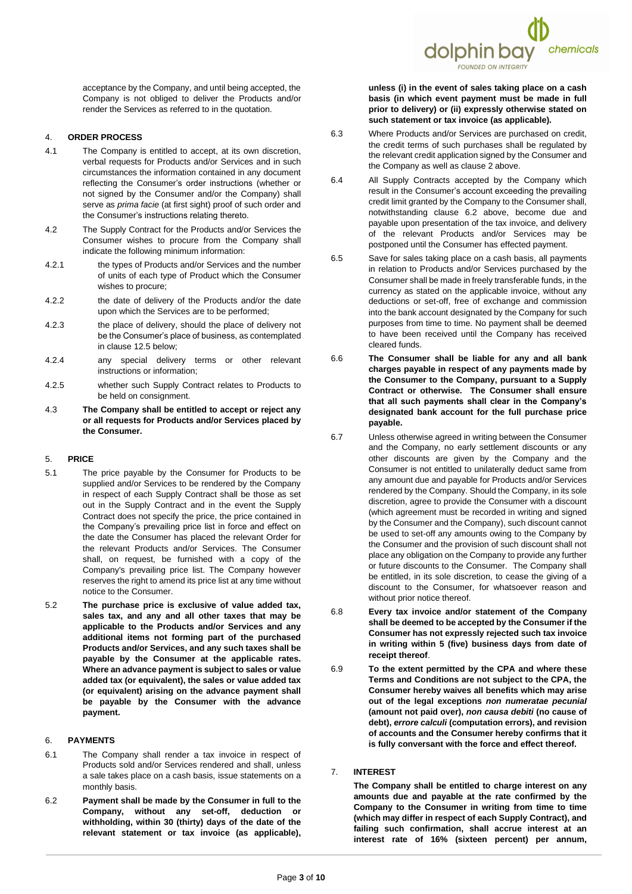acceptance by the Company, and until being accepted, the Company is not obliged to deliver the Products and/or render the Services as referred to in the quotation.

4. **ORDER PROCESS**

4.1 The Company is entitled to accept, at its own discretion, verbal requests for Products and/or Services and in such circumstances the information contained in any document reflecting the Consumer's order instructions (whether or not signed by the Consumer and/or the Company) shall serve as *prima facie* (at first sight) proof of such order and the Consumer's instructions relating thereto.

4.2 The Supply Contract for the Products and/or Services the Consumer wishes to procure from the Company shall indicate the following minimum information:

4.2.1 the types of Products and/or Services and the number of units of each type of Product which the Consumer wishes to procure;

4.2.2 the date of delivery of the Products and/or the date upon which the Services are to be performed;

4.2.3 the place of delivery, should the place of delivery not be the Consumer's place of business, as contemplated in clause 12.5 below;

4.2.4 any special delivery terms or other relevant instructions or information;

4.2.5 whether such Supply Contract relates to Products to be held on consignment.

4.3 **The Company shall be entitled to accept or reject any or all requests for Products and/or Services placed by the Consumer.**

5. **PRICE**

5.1 The price payable by the Consumer for Products to be supplied and/or Services to be rendered by the Company in respect of each Supply Contract shall be those as set out in the Supply Contract and in the event the Supply Contract does not specify the price, the price contained in the Company's prevailing price list in force and effect on the date the Consumer has placed the relevant Order for the relevant Products and/or Services. The Consumer shall, on request, be furnished with a copy of the Company's prevailing price list. The Company however reserves the right to amend its price list at any time without notice to the Consumer.

5.2 **The purchase price is exclusive of value added tax, sales tax, and any and all other taxes that may be applicable to the Products and/or Services and any additional items not forming part of the purchased Products and/or Services, and any such taxes shall be payable by the Consumer at the applicable rates. Where an advance payment is subject to sales or value added tax (or equivalent), the sales or value added tax (or equivalent) arising on the advance payment shall be payable by the Consumer with the advance payment.**

6. **PAYMENTS**

6.1 The Company shall render a tax invoice in respect of Products sold and/or Services rendered and shall, unless a sale takes place on a cash basis, issue statements on a monthly basis.

6.2 **Payment shall be made by the Consumer in full to the Company, without any set-off, deduction or withholding, within 30 (thirty) days of the date of the relevant statement or tax invoice (as applicable), unless (i) in the event of sales taking place on a cash basis (in which event payment must be made in full prior to delivery) or (ii) expressly otherwise stated on such statement or tax invoice (as applicable).**

6.3 Where Products and/or Services are purchased on credit, the credit terms of such purchases shall be regulated by the relevant credit application signed by the Consumer and the Company as well as clause 2 above.

6.4 All Supply Contracts accepted by the Company which result in the Consumer's account exceeding the prevailing credit limit granted by the Company to the Consumer shall, notwithstanding clause 6.2 above, become due and payable upon presentation of the tax invoice, and delivery of the relevant Products and/or Services may be postponed until the Consumer has effected payment.

6.5 Save for sales taking place on a cash basis, all payments in relation to Products and/or Services purchased by the Consumer shall be made in freely transferable funds, in the currency as stated on the applicable invoice, without any deductions or set-off, free of exchange and commission into the bank account designated by the Company for such purposes from time to time. No payment shall be deemed to have been received until the Company has received cleared funds.

6.6 **The Consumer shall be liable for any and all bank charges payable in respect of any payments made by the Consumer to the Company, pursuant to a Supply Contract or otherwise. The Consumer shall ensure that all such payments shall clear in the Company's designated bank account for the full purchase price payable.**

6.7 Unless otherwise agreed in writing between the Consumer and the Company, no early settlement discounts or any other discounts are given by the Company and the Consumer is not entitled to unilaterally deduct same from any amount due and payable for Products and/or Services rendered by the Company. Should the Company, in its sole discretion, agree to provide the Consumer with a discount (which agreement must be recorded in writing and signed by the Consumer and the Company), such discount cannot be used to set-off any amounts owing to the Company by the Consumer and the provision of such discount shall not place any obligation on the Company to provide any further or future discounts to the Consumer. The Company shall be entitled, in its sole discretion, to cease the giving of a discount to the Consumer, for whatsoever reason and without prior notice thereof.

6.8 **Every tax invoice and/or statement of the Company shall be deemed to be accepted by the Consumer if the Consumer has not expressly rejected such tax invoice in writing within 5 (five) business days from date of receipt thereof**.

6.9 **To the extent permitted by the CPA and where these Terms and Conditions are not subject to the CPA, the Consumer hereby waives all benefits which may arise out of the legal exceptions *non numeratae pecunial* (amount not paid over), *non causa debiti* (no cause of debt), *errore calculi* (computation errors), and revision of accounts and the Consumer hereby confirms that it is fully conversant with the force and effect thereof.**

7. **INTEREST**

**The Company shall be entitled to charge interest on any amounts due and payable at the rate confirmed by the Company to the Consumer in writing from time to time (which may differ in respect of each Supply Contract), and failing such confirmation, shall accrue interest at an interest rate of 16% (sixteen percent) per annum,**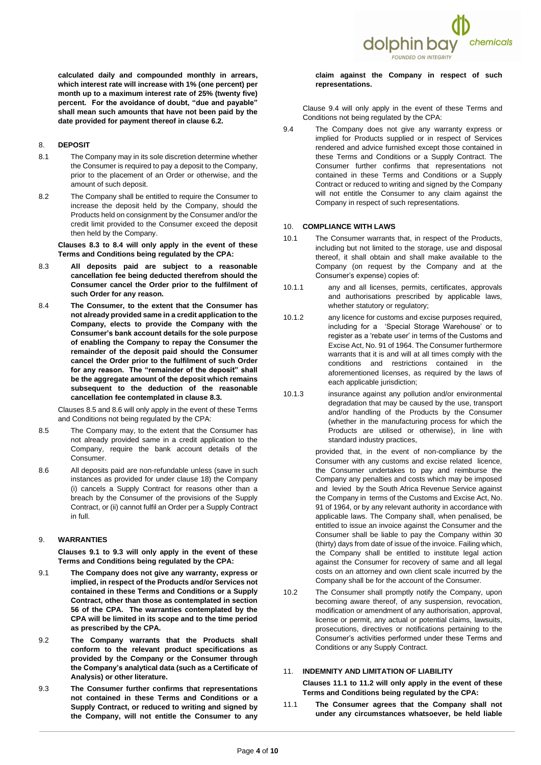**calculated daily and compounded monthly in arrears, which interest rate will increase with 1% (one percent) per month up to a maximum interest rate of 25% (twenty five) percent. For the avoidance of doubt, "due and payable" shall mean such amounts that have not been paid by the date provided for payment thereof in clause 6.2.**

## 8. DEPOSIT

8.1 The Company may in its sole discretion determine whether the Consumer is required to pay a deposit to the Company, prior to the placement of an Order or otherwise, and the amount of such deposit.

8.2 The Company shall be entitled to require the Consumer to increase the deposit held by the Company, should the Products held on consignment by the Consumer and/or the credit limit provided to the Consumer exceed the deposit then held by the Company.

**Clauses 8.3 to 8.4 will only apply in the event of these Terms and Conditions being regulated by the CPA:**

8.3 **All deposits paid are subject to a reasonable cancellation fee being deducted therefrom should the Consumer cancel the Order prior to the fulfilment of such Order for any reason.**

8.4 **The Consumer, to the extent that the Consumer has not already provided same in a credit application to the Company, elects to provide the Company with the Consumer's bank account details for the sole purpose of enabling the Company to repay the Consumer the remainder of the deposit paid should the Consumer cancel the Order prior to the fulfilment of such Order for any reason. The "remainder of the deposit" shall be the aggregate amount of the deposit which remains subsequent to the deduction of the reasonable cancellation fee contemplated in clause 8.3.**

Clauses 8.5 and 8.6 will only apply in the event of these Terms and Conditions not being regulated by the CPA:

8.5 The Company may, to the extent that the Consumer has not already provided same in a credit application to the Company, require the bank account details of the Consumer.

8.6 All deposits paid are non-refundable unless (save in such instances as provided for under clause 18) the Company (i) cancels a Supply Contract for reasons other than a breach by the Consumer of the provisions of the Supply Contract, or (ii) cannot fulfil an Order per a Supply Contract in full.

## 9. WARRANTIES

**Clauses 9.1 to 9.3 will only apply in the event of these Terms and Conditions being regulated by the CPA:**

9.1 **The Company does not give any warranty, express or implied, in respect of the Products and/or Services not contained in these Terms and Conditions or a Supply Contract, other than those as contemplated in section 56 of the CPA. The warranties contemplated by the CPA will be limited in its scope and to the time period as prescribed by the CPA.**

9.2 **The Company warrants that the Products shall conform to the relevant product specifications as provided by the Company or the Consumer through the Company's analytical data (such as a Certificate of Analysis) or other literature.**

9.3 **The Consumer further confirms that representations not contained in these Terms and Conditions or a Supply Contract, or reduced to writing and signed by the Company, will not entitle the Consumer to any claim against the Company in respect of such representations.**

Clause 9.4 will only apply in the event of these Terms and Conditions not being regulated by the CPA:

9.4 The Company does not give any warranty express or implied for Products supplied or in respect of Services rendered and advice furnished except those contained in these Terms and Conditions or a Supply Contract. The Consumer further confirms that representations not contained in these Terms and Conditions or a Supply Contract or reduced to writing and signed by the Company will not entitle the Consumer to any claim against the Company in respect of such representations.

## 10. COMPLIANCE WITH LAWS

10.1 The Consumer warrants that, in respect of the Products, including but not limited to the storage, use and disposal thereof, it shall obtain and shall make available to the Company (on request by the Company and at the Consumer's expense) copies of:

10.1.1 any and all licenses, permits, certificates, approvals and authorisations prescribed by applicable laws, whether statutory or regulatory;

10.1.2 any licence for customs and excise purposes required, including for a 'Special Storage Warehouse' or to register as a 'rebate user' in terms of the Customs and Excise Act, No. 91 of 1964. The Consumer furthermore warrants that it is and will at all times comply with the conditions and restrictions contained in the aforementioned licenses, as required by the laws of each applicable jurisdiction;

10.1.3 insurance against any pollution and/or environmental degradation that may be caused by the use, transport and/or handling of the Products by the Consumer (whether in the manufacturing process for which the Products are utilised or otherwise), in line with standard industry practices,

provided that, in the event of non-compliance by the Consumer with any customs and excise related licence, the Consumer undertakes to pay and reimburse the Company any penalties and costs which may be imposed and levied by the South Africa Revenue Service against the Company in terms of the Customs and Excise Act, No. 91 of 1964, or by any relevant authority in accordance with applicable laws. The Company shall, when penalised, be entitled to issue an invoice against the Consumer and the Consumer shall be liable to pay the Company within 30 (thirty) days from date of issue of the invoice. Failing which, the Company shall be entitled to institute legal action against the Consumer for recovery of same and all legal costs on an attorney and own client scale incurred by the Company shall be for the account of the Consumer.

10.2 The Consumer shall promptly notify the Company, upon becoming aware thereof, of any suspension, revocation, modification or amendment of any authorisation, approval, license or permit, any actual or potential claims, lawsuits, prosecutions, directives or notifications pertaining to the Consumer's activities performed under these Terms and Conditions or any Supply Contract.

## 11. INDEMNITY AND LIMITATION OF LIABILITY

**Clauses 11.1 to 11.2 will only apply in the event of these Terms and Conditions being regulated by the CPA:**

11.1 **The Consumer agrees that the Company shall not under any circumstances whatsoever, be held liable**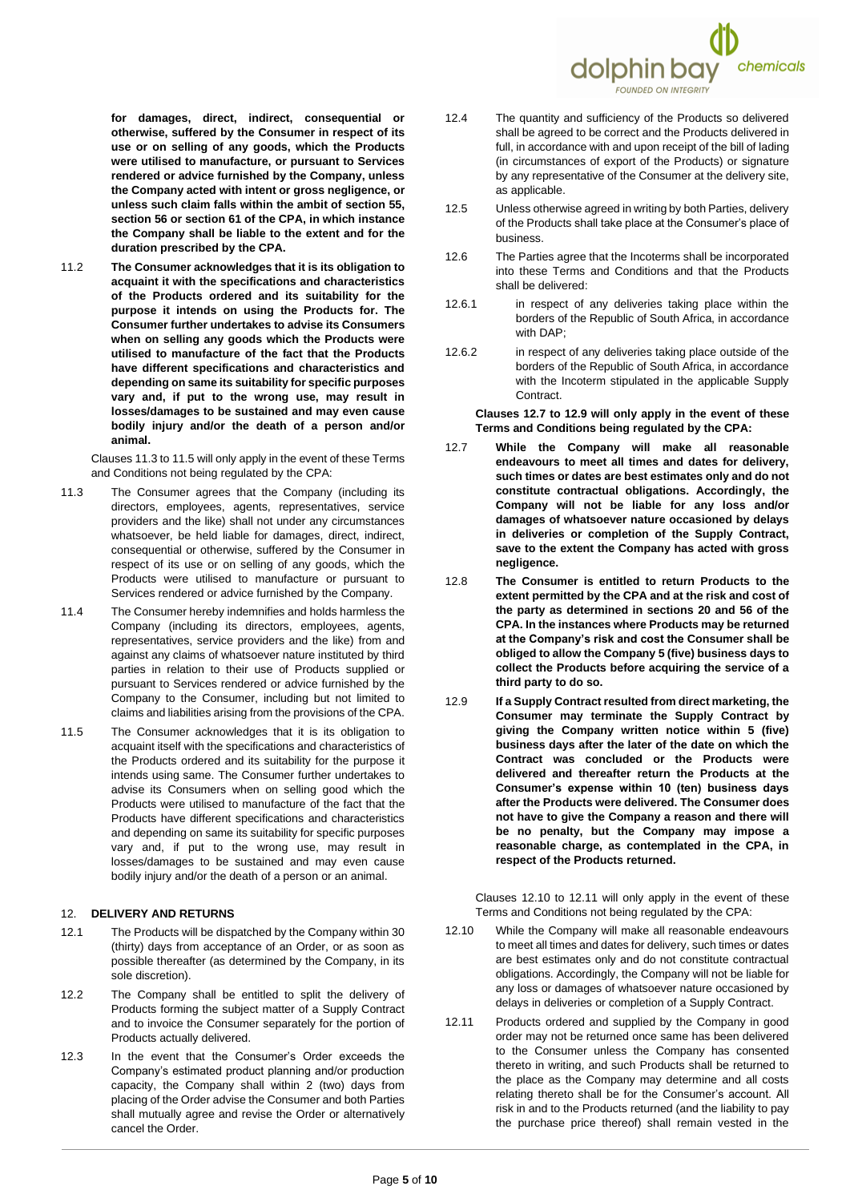**for damages, direct, indirect, consequential or otherwise, suffered by the Consumer in respect of its use or on selling of any goods, which the Products were utilised to manufacture, or pursuant to Services rendered or advice furnished by the Company, unless the Company acted with intent or gross negligence, or unless such claim falls within the ambit of section 55, section 56 or section 61 of the CPA, in which instance the Company shall be liable to the extent and for the duration prescribed by the CPA.**

11.2 **The Consumer acknowledges that it is its obligation to acquaint it with the specifications and characteristics of the Products ordered and its suitability for the purpose it intends on using the Products for. The Consumer further undertakes to advise its Consumers when on selling any goods which the Products were utilised to manufacture of the fact that the Products have different specifications and characteristics and depending on same its suitability for specific purposes vary and, if put to the wrong use, may result in losses/damages to be sustained and may even cause bodily injury and/or the death of a person and/or animal.**

Clauses 11.3 to 11.5 will only apply in the event of these Terms and Conditions not being regulated by the CPA:

11.3 The Consumer agrees that the Company (including its directors, employees, agents, representatives, service providers and the like) shall not under any circumstances whatsoever, be held liable for damages, direct, indirect, consequential or otherwise, suffered by the Consumer in respect of its use or on selling of any goods, which the Products were utilised to manufacture or pursuant to Services rendered or advice furnished by the Company.

11.4 The Consumer hereby indemnifies and holds harmless the Company (including its directors, employees, agents, representatives, service providers and the like) from and against any claims of whatsoever nature instituted by third parties in relation to their use of Products supplied or pursuant to Services rendered or advice furnished by the Company to the Consumer, including but not limited to claims and liabilities arising from the provisions of the CPA.

11.5 The Consumer acknowledges that it is its obligation to acquaint itself with the specifications and characteristics of the Products ordered and its suitability for the purpose it intends using same. The Consumer further undertakes to advise its Consumers when on selling good which the Products were utilised to manufacture of the fact that the Products have different specifications and characteristics and depending on same its suitability for specific purposes vary and, if put to the wrong use, may result in losses/damages to be sustained and may even cause bodily injury and/or the death of a person or an animal.

## 12. DELIVERY AND RETURNS

12.1 The Products will be dispatched by the Company within 30 (thirty) days from acceptance of an Order, or as soon as possible thereafter (as determined by the Company, in its sole discretion).

12.2 The Company shall be entitled to split the delivery of Products forming the subject matter of a Supply Contract and to invoice the Consumer separately for the portion of Products actually delivered.

12.3 In the event that the Consumer's Order exceeds the Company's estimated product planning and/or production capacity, the Company shall within 2 (two) days from placing of the Order advise the Consumer and both Parties shall mutually agree and revise the Order or alternatively cancel the Order.

12.4 The quantity and sufficiency of the Products so delivered shall be agreed to be correct and the Products delivered in full, in accordance with and upon receipt of the bill of lading (in circumstances of export of the Products) or signature by any representative of the Consumer at the delivery site, as applicable.

12.5 Unless otherwise agreed in writing by both Parties, delivery of the Products shall take place at the Consumer's place of business.

12.6 The Parties agree that the Incoterms shall be incorporated into these Terms and Conditions and that the Products shall be delivered:

12.6.1 in respect of any deliveries taking place within the borders of the Republic of South Africa, in accordance with DAP;

12.6.2 in respect of any deliveries taking place outside of the borders of the Republic of South Africa, in accordance with the Incoterm stipulated in the applicable Supply Contract.

**Clauses 12.7 to 12.9 will only apply in the event of these Terms and Conditions being regulated by the CPA:**

12.7 **While the Company will make all reasonable endeavours to meet all times and dates for delivery, such times or dates are best estimates only and do not constitute contractual obligations. Accordingly, the Company will not be liable for any loss and/or damages of whatsoever nature occasioned by delays in deliveries or completion of the Supply Contract, save to the extent the Company has acted with gross negligence.**

12.8 **The Consumer is entitled to return Products to the extent permitted by the CPA and at the risk and cost of the party as determined in sections 20 and 56 of the CPA. In the instances where Products may be returned at the Company's risk and cost the Consumer shall be obliged to allow the Company 5 (five) business days to collect the Products before acquiring the service of a third party to do so.**

12.9 **If a Supply Contract resulted from direct marketing, the Consumer may terminate the Supply Contract by giving the Company written notice within 5 (five) business days after the later of the date on which the Contract was concluded or the Products were delivered and thereafter return the Products at the Consumer's expense within 10 (ten) business days after the Products were delivered. The Consumer does not have to give the Company a reason and there will be no penalty, but the Company may impose a reasonable charge, as contemplated in the CPA, in respect of the Products returned.**

Clauses 12.10 to 12.11 will only apply in the event of these Terms and Conditions not being regulated by the CPA:

12.10 While the Company will make all reasonable endeavours to meet all times and dates for delivery, such times or dates are best estimates only and do not constitute contractual obligations. Accordingly, the Company will not be liable for any loss or damages of whatsoever nature occasioned by delays in deliveries or completion of a Supply Contract.

12.11 Products ordered and supplied by the Company in good order may not be returned once same has been delivered to the Consumer unless the Company has consented thereto in writing, and such Products shall be returned to the place as the Company may determine and all costs relating thereto shall be for the Consumer's account. All risk in and to the Products returned (and the liability to pay the purchase price thereof) shall remain vested in the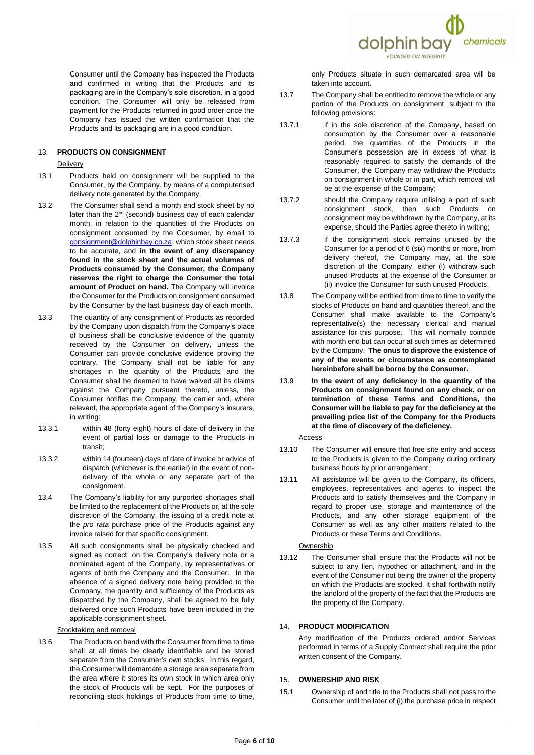Consumer until the Company has inspected the Products and confirmed in writing that the Products and its packaging are in the Company's sole discretion, in a good condition. The Consumer will only be released from payment for the Products returned in good order once the Company has issued the written confirmation that the Products and its packaging are in a good condition.

## 13. PRODUCTS ON CONSIGNMENT

Delivery

13.1 Products held on consignment will be supplied to the Consumer, by the Company, by means of a computerised delivery note generated by the Company.

13.2 The Consumer shall send a month end stock sheet by no later than the 2nd (second) business day of each calendar month, in relation to the quantities of the Products on consignment consumed by the Consumer, by email to consignment@dolphinbay.co.za, which stock sheet needs to be accurate, and **in the event of any discrepancy found in the stock sheet and the actual volumes of Products consumed by the Consumer, the Company reserves the right to charge the Consumer the total amount of Product on hand.** The Company will invoice the Consumer for the Products on consignment consumed by the Consumer by the last business day of each month.

13.3 The quantity of any consignment of Products as recorded by the Company upon dispatch from the Company's place of business shall be conclusive evidence of the quantity received by the Consumer on delivery, unless the Consumer can provide conclusive evidence proving the contrary. The Company shall not be liable for any shortages in the quantity of the Products and the Consumer shall be deemed to have waived all its claims against the Company pursuant thereto, unless, the Consumer notifies the Company, the carrier and, where relevant, the appropriate agent of the Company's insurers, in writing:

13.3.1 within 48 (forty eight) hours of date of delivery in the event of partial loss or damage to the Products in transit;

13.3.2 within 14 (fourteen) days of date of invoice or advice of dispatch (whichever is the earlier) in the event of non-delivery of the whole or any separate part of the consignment.

13.4 The Company's liability for any purported shortages shall be limited to the replacement of the Products or, at the sole discretion of the Company, the issuing of a credit note at the *pro rata* purchase price of the Products against any invoice raised for that specific consignment.

13.5 All such consignments shall be physically checked and signed as correct, on the Company's delivery note or a nominated agent of the Company, by representatives or agents of both the Company and the Consumer. In the absence of a signed delivery note being provided to the Company, the quantity and sufficiency of the Products as dispatched by the Company, shall be agreed to be fully delivered once such Products have been included in the applicable consignment sheet.

Stocktaking and removal

13.6 The Products on hand with the Consumer from time to time shall at all times be clearly identifiable and be stored separate from the Consumer's own stocks. In this regard, the Consumer will demarcate a storage area separate from the area where it stores its own stock in which area only the stock of Products will be kept. For the purposes of reconciling stock holdings of Products from time to time, only Products situate in such demarcated area will be taken into account.

13.7 The Company shall be entitled to remove the whole or any portion of the Products on consignment, subject to the following provisions:

13.7.1 if in the sole discretion of the Company, based on consumption by the Consumer over a reasonable period, the quantities of the Products in the Consumer's possession are in excess of what is reasonably required to satisfy the demands of the Consumer, the Company may withdraw the Products on consignment in whole or in part, which removal will be at the expense of the Company;

13.7.2 should the Company require utilising a part of such consignment stock, then such Products on consignment may be withdrawn by the Company, at its expense, should the Parties agree thereto in writing;

13.7.3 if the consignment stock remains unused by the Consumer for a period of 6 (six) months or more, from delivery thereof, the Company may, at the sole discretion of the Company, either (i) withdraw such unused Products at the expense of the Consumer or (ii) invoice the Consumer for such unused Products.

13.8 The Company will be entitled from time to time to verify the stocks of Products on hand and quantities thereof, and the Consumer shall make available to the Company's representative(s) the necessary clerical and manual assistance for this purpose. This will normally coincide with month end but can occur at such times as determined by the Company. **The onus to disprove the existence of any of the events or circumstance as contemplated hereinbefore shall be borne by the Consumer.**

13.9 **In the event of any deficiency in the quantity of the Products on consignment found on any check, or on termination of these Terms and Conditions, the Consumer will be liable to pay for the deficiency at the prevailing price list of the Company for the Products at the time of discovery of the deficiency.**

Access

13.10 The Consumer will ensure that free site entry and access to the Products is given to the Company during ordinary business hours by prior arrangement.

13.11 All assistance will be given to the Company, its officers, employees, representatives and agents to inspect the Products and to satisfy themselves and the Company in regard to proper use, storage and maintenance of the Products, and any other storage equipment of the Consumer as well as any other matters related to the Products or these Terms and Conditions.

Ownership

13.12 The Consumer shall ensure that the Products will not be subject to any lien, hypothec or attachment, and in the event of the Consumer not being the owner of the property on which the Products are stocked, it shall forthwith notify the landlord of the property of the fact that the Products are the property of the Company.

## 14. PRODUCT MODIFICATION

Any modification of the Products ordered and/or Services performed in terms of a Supply Contract shall require the prior written consent of the Company.

## 15. OWNERSHIP AND RISK

15.1 Ownership of and title to the Products shall not pass to the Consumer until the later of (i) the purchase price in respect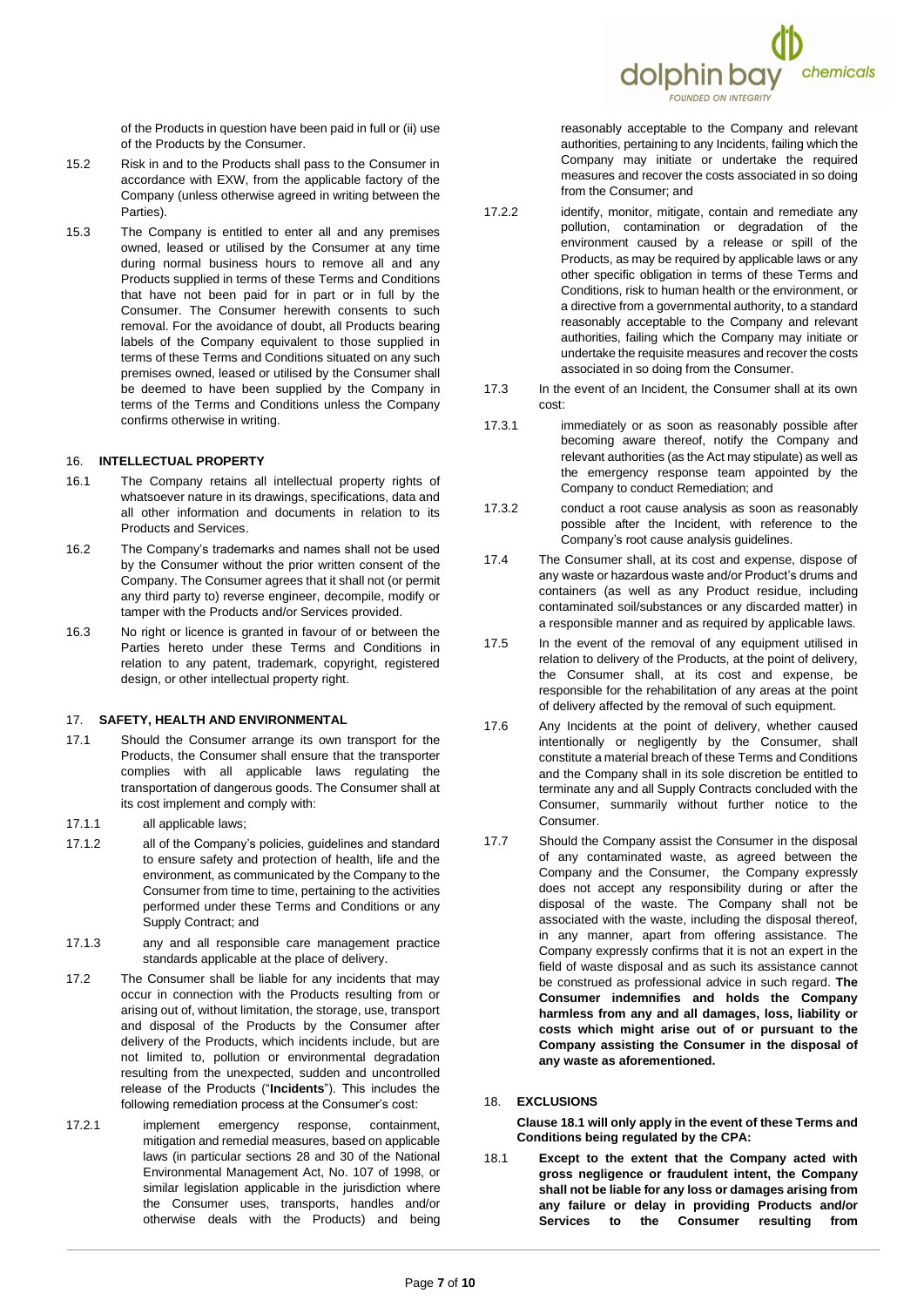of the Products in question have been paid in full or (ii) use of the Products by the Consumer.

15.2 Risk in and to the Products shall pass to the Consumer in accordance with EXW, from the applicable factory of the Company (unless otherwise agreed in writing between the Parties).

15.3 The Company is entitled to enter all and any premises owned, leased or utilised by the Consumer at any time during normal business hours to remove all and any Products supplied in terms of these Terms and Conditions that have not been paid for in part or in full by the Consumer. The Consumer herewith consents to such removal. For the avoidance of doubt, all Products bearing labels of the Company equivalent to those supplied in terms of these Terms and Conditions situated on any such premises owned, leased or utilised by the Consumer shall be deemed to have been supplied by the Company in terms of the Terms and Conditions unless the Company confirms otherwise in writing.

## 16. INTELLECTUAL PROPERTY

16.1 The Company retains all intellectual property rights of whatsoever nature in its drawings, specifications, data and all other information and documents in relation to its Products and Services.

16.2 The Company's trademarks and names shall not be used by the Consumer without the prior written consent of the Company. The Consumer agrees that it shall not (or permit any third party to) reverse engineer, decompile, modify or tamper with the Products and/or Services provided.

16.3 No right or licence is granted in favour of or between the Parties hereto under these Terms and Conditions in relation to any patent, trademark, copyright, registered design, or other intellectual property right.

## 17. SAFETY, HEALTH AND ENVIRONMENTAL

17.1 Should the Consumer arrange its own transport for the Products, the Consumer shall ensure that the transporter complies with all applicable laws regulating the transportation of dangerous goods. The Consumer shall at its cost implement and comply with:

17.1.1 all applicable laws;

17.1.2 all of the Company's policies, guidelines and standard to ensure safety and protection of health, life and the environment, as communicated by the Company to the Consumer from time to time, pertaining to the activities performed under these Terms and Conditions or any Supply Contract; and

17.1.3 any and all responsible care management practice standards applicable at the place of delivery.

17.2 The Consumer shall be liable for any incidents that may occur in connection with the Products resulting from or arising out of, without limitation, the storage, use, transport and disposal of the Products by the Consumer after delivery of the Products, which incidents include, but are not limited to, pollution or environmental degradation resulting from the unexpected, sudden and uncontrolled release of the Products ("**Incidents**"). This includes the following remediation process at the Consumer's cost:

17.2.1 implement emergency response, containment, mitigation and remedial measures, based on applicable laws (in particular sections 28 and 30 of the National Environmental Management Act, No. 107 of 1998, or similar legislation applicable in the jurisdiction where the Consumer uses, transports, handles and/or otherwise deals with the Products) and being reasonably acceptable to the Company and relevant authorities, pertaining to any Incidents, failing which the Company may initiate or undertake the required measures and recover the costs associated in so doing from the Consumer; and

17.2.2 identify, monitor, mitigate, contain and remediate any pollution, contamination or degradation of the environment caused by a release or spill of the Products, as may be required by applicable laws or any other specific obligation in terms of these Terms and Conditions, risk to human health or the environment, or a directive from a governmental authority, to a standard reasonably acceptable to the Company and relevant authorities, failing which the Company may initiate or undertake the requisite measures and recover the costs associated in so doing from the Consumer.

17.3 In the event of an Incident, the Consumer shall at its own cost:

17.3.1 immediately or as soon as reasonably possible after becoming aware thereof, notify the Company and relevant authorities (as the Act may stipulate) as well as the emergency response team appointed by the Company to conduct Remediation; and

17.3.2 conduct a root cause analysis as soon as reasonably possible after the Incident, with reference to the Company's root cause analysis guidelines.

17.4 The Consumer shall, at its cost and expense, dispose of any waste or hazardous waste and/or Product's drums and containers (as well as any Product residue, including contaminated soil/substances or any discarded matter) in a responsible manner and as required by applicable laws.

17.5 In the event of the removal of any equipment utilised in relation to delivery of the Products, at the point of delivery, the Consumer shall, at its cost and expense, be responsible for the rehabilitation of any areas at the point of delivery affected by the removal of such equipment.

17.6 Any Incidents at the point of delivery, whether caused intentionally or negligently by the Consumer, shall constitute a material breach of these Terms and Conditions and the Company shall in its sole discretion be entitled to terminate any and all Supply Contracts concluded with the Consumer, summarily without further notice to the Consumer.

17.7 Should the Company assist the Consumer in the disposal of any contaminated waste, as agreed between the Company and the Consumer, the Company expressly does not accept any responsibility during or after the disposal of the waste. The Company shall not be associated with the waste, including the disposal thereof, in any manner, apart from offering assistance. The Company expressly confirms that it is not an expert in the field of waste disposal and as such its assistance cannot be construed as professional advice in such regard. **The Consumer indemnifies and holds the Company harmless from any and all damages, loss, liability or costs which might arise out of or pursuant to the Company assisting the Consumer in the disposal of any waste as aforementioned.**

## 18. EXCLUSIONS

**Clause 18.1 will only apply in the event of these Terms and Conditions being regulated by the CPA:**

18.1 **Except to the extent that the Company acted with gross negligence or fraudulent intent, the Company shall not be liable for any loss or damages arising from any failure or delay in providing Products and/or Services to the Consumer resulting from**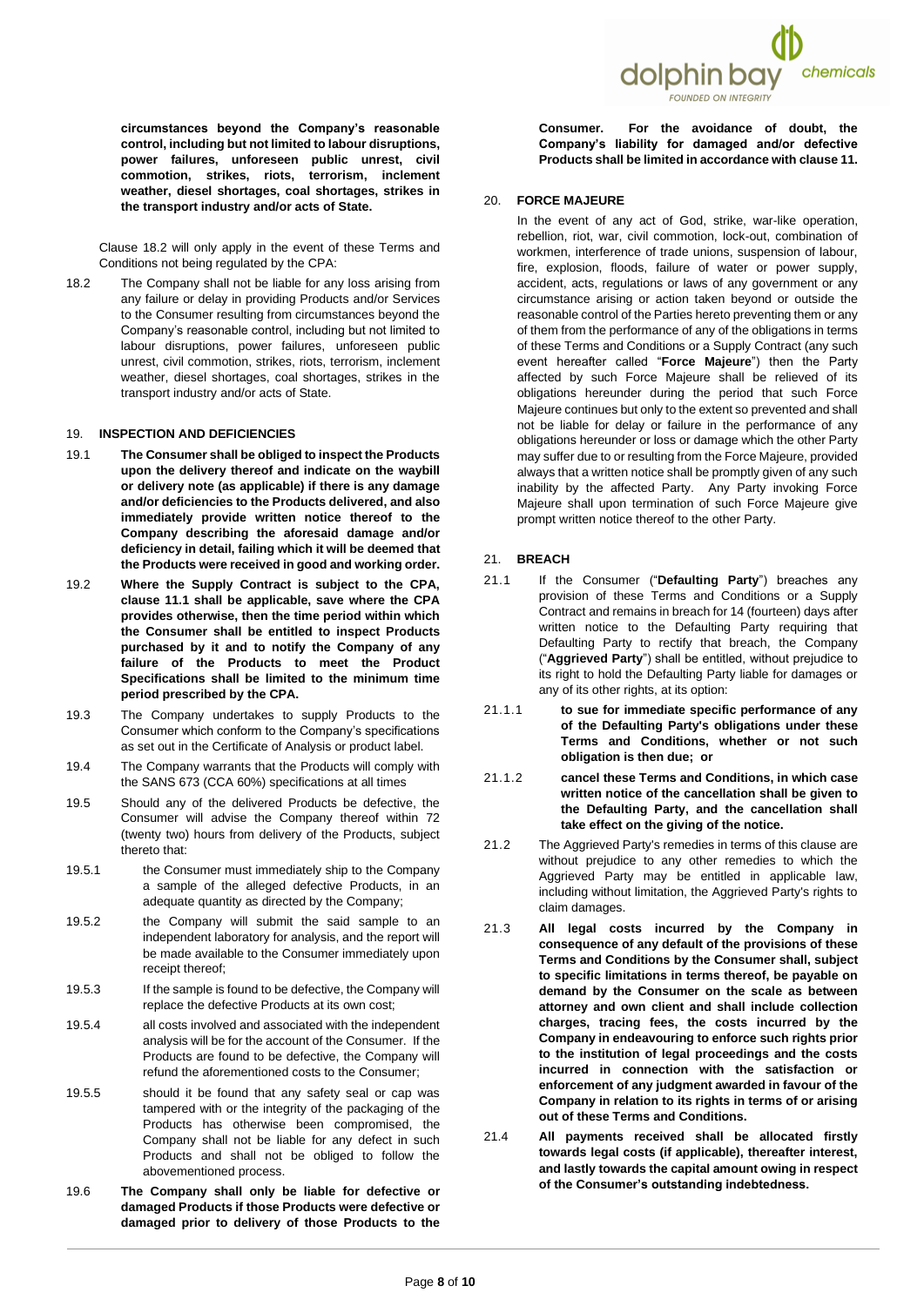**circumstances beyond the Company's reasonable control, including but not limited to labour disruptions, power failures, unforeseen public unrest, civil commotion, strikes, riots, terrorism, inclement weather, diesel shortages, coal shortages, strikes in the transport industry and/or acts of State.**

Clause 18.2 will only apply in the event of these Terms and Conditions not being regulated by the CPA:

18.2 The Company shall not be liable for any loss arising from any failure or delay in providing Products and/or Services to the Consumer resulting from circumstances beyond the Company's reasonable control, including but not limited to labour disruptions, power failures, unforeseen public unrest, civil commotion, strikes, riots, terrorism, inclement weather, diesel shortages, coal shortages, strikes in the transport industry and/or acts of State.

## 19. INSPECTION AND DEFICIENCIES

19.1 **The Consumer shall be obliged to inspect the Products upon the delivery thereof and indicate on the waybill or delivery note (as applicable) if there is any damage and/or deficiencies to the Products delivered, and also immediately provide written notice thereof to the Company describing the aforesaid damage and/or deficiency in detail, failing which it will be deemed that the Products were received in good and working order.**

19.2 **Where the Supply Contract is subject to the CPA, clause 11.1 shall be applicable, save where the CPA provides otherwise, then the time period within which the Consumer shall be entitled to inspect Products purchased by it and to notify the Company of any failure of the Products to meet the Product Specifications shall be limited to the minimum time period prescribed by the CPA.**

19.3 The Company undertakes to supply Products to the Consumer which conform to the Company's specifications as set out in the Certificate of Analysis or product label.

19.4 The Company warrants that the Products will comply with the SANS 673 (CCA 60%) specifications at all times

19.5 Should any of the delivered Products be defective, the Consumer will advise the Company thereof within 72 (twenty two) hours from delivery of the Products, subject thereto that:

19.5.1 the Consumer must immediately ship to the Company a sample of the alleged defective Products, in an adequate quantity as directed by the Company;

19.5.2 the Company will submit the said sample to an independent laboratory for analysis, and the report will be made available to the Consumer immediately upon receipt thereof;

19.5.3 If the sample is found to be defective, the Company will replace the defective Products at its own cost;

19.5.4 all costs involved and associated with the independent analysis will be for the account of the Consumer. If the Products are found to be defective, the Company will refund the aforementioned costs to the Consumer;

19.5.5 should it be found that any safety seal or cap was tampered with or the integrity of the packaging of the Products has otherwise been compromised, the Company shall not be liable for any defect in such Products and shall not be obliged to follow the abovementioned process.

19.6 **The Company shall only be liable for defective or damaged Products if those Products were defective or damaged prior to delivery of those Products to the Consumer. For the avoidance of doubt, the Company's liability for damaged and/or defective Products shall be limited in accordance with clause 11.**

## 20. FORCE MAJEURE

In the event of any act of God, strike, war-like operation, rebellion, riot, war, civil commotion, lock-out, combination of workmen, interference of trade unions, suspension of labour, fire, explosion, floods, failure of water or power supply, accident, acts, regulations or laws of any government or any circumstance arising or action taken beyond or outside the reasonable control of the Parties hereto preventing them or any of them from the performance of any of the obligations in terms of these Terms and Conditions or a Supply Contract (any such event hereafter called "**Force Majeure**") then the Party affected by such Force Majeure shall be relieved of its obligations hereunder during the period that such Force Majeure continues but only to the extent so prevented and shall not be liable for delay or failure in the performance of any obligations hereunder or loss or damage which the other Party may suffer due to or resulting from the Force Majeure, provided always that a written notice shall be promptly given of any such inability by the affected Party. Any Party invoking Force Majeure shall upon termination of such Force Majeure give prompt written notice thereof to the other Party.

## 21. BREACH

21.1 If the Consumer ("**Defaulting Party**") breaches any provision of these Terms and Conditions or a Supply Contract and remains in breach for 14 (fourteen) days after written notice to the Defaulting Party requiring that Defaulting Party to rectify that breach, the Company ("**Aggrieved Party**") shall be entitled, without prejudice to its right to hold the Defaulting Party liable for damages or any of its other rights, at its option:

21.1.1 **to sue for immediate specific performance of any of the Defaulting Party's obligations under these Terms and Conditions, whether or not such obligation is then due; or**

21.1.2 **cancel these Terms and Conditions, in which case written notice of the cancellation shall be given to the Defaulting Party, and the cancellation shall take effect on the giving of the notice.**

21.2 The Aggrieved Party's remedies in terms of this clause are without prejudice to any other remedies to which the Aggrieved Party may be entitled in applicable law, including without limitation, the Aggrieved Party's rights to claim damages.

21.3 **All legal costs incurred by the Company in consequence of any default of the provisions of these Terms and Conditions by the Consumer shall, subject to specific limitations in terms thereof, be payable on demand by the Consumer on the scale as between attorney and own client and shall include collection charges, tracing fees, the costs incurred by the Company in endeavouring to enforce such rights prior to the institution of legal proceedings and the costs incurred in connection with the satisfaction or enforcement of any judgment awarded in favour of the Company in relation to its rights in terms of or arising out of these Terms and Conditions.**

21.4 **All payments received shall be allocated firstly towards legal costs (if applicable), thereafter interest, and lastly towards the capital amount owing in respect of the Consumer's outstanding indebtedness.**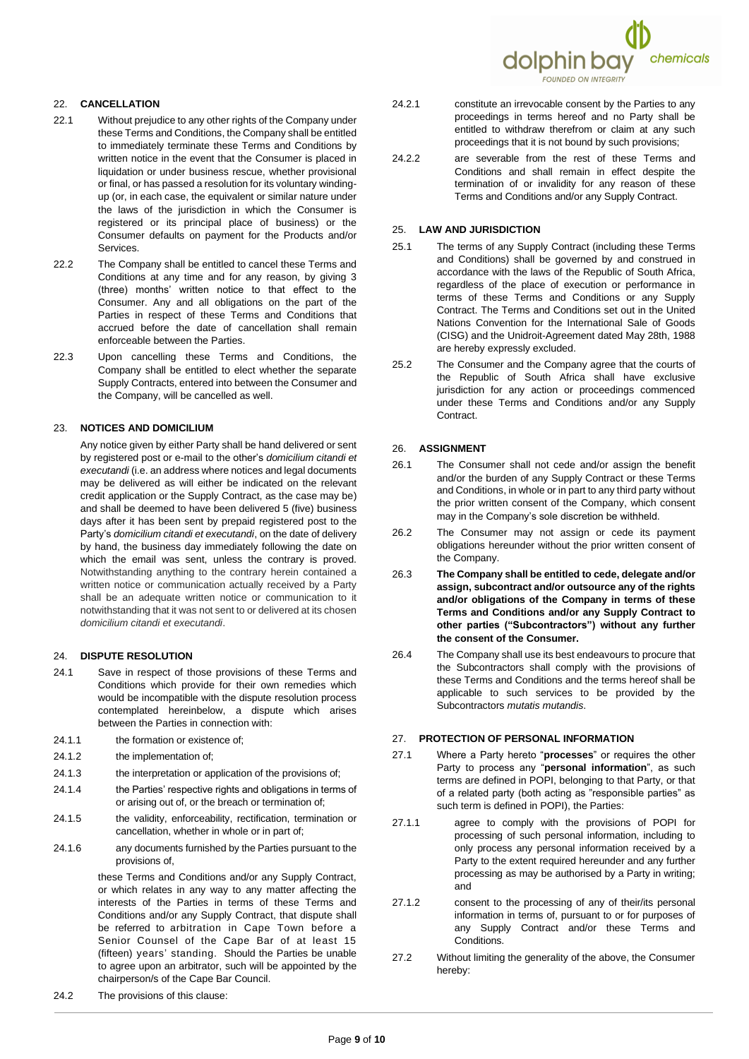## 22. CANCELLATION

22.1 Without prejudice to any other rights of the Company under these Terms and Conditions, the Company shall be entitled to immediately terminate these Terms and Conditions by written notice in the event that the Consumer is placed in liquidation or under business rescue, whether provisional or final, or has passed a resolution for its voluntary winding-up (or, in each case, the equivalent or similar nature under the laws of the jurisdiction in which the Consumer is registered or its principal place of business) or the Consumer defaults on payment for the Products and/or Services.

22.2 The Company shall be entitled to cancel these Terms and Conditions at any time and for any reason, by giving 3 (three) months' written notice to that effect to the Consumer. Any and all obligations on the part of the Parties in respect of these Terms and Conditions that accrued before the date of cancellation shall remain enforceable between the Parties.

22.3 Upon cancelling these Terms and Conditions, the Company shall be entitled to elect whether the separate Supply Contracts, entered into between the Consumer and the Company, will be cancelled as well.

## 23. NOTICES AND DOMICILIUM

Any notice given by either Party shall be hand delivered or sent by registered post or e-mail to the other's *domicilium citandi et executandi* (i.e. an address where notices and legal documents may be delivered as will either be indicated on the relevant credit application or the Supply Contract, as the case may be) and shall be deemed to have been delivered 5 (five) business days after it has been sent by prepaid registered post to the Party's *domicilium citandi et executandi*, on the date of delivery by hand, the business day immediately following the date on which the email was sent, unless the contrary is proved. Notwithstanding anything to the contrary herein contained a written notice or communication actually received by a Party shall be an adequate written notice or communication to it notwithstanding that it was not sent to or delivered at its chosen *domicilium citandi et executandi*.

## 24. DISPUTE RESOLUTION

24.1 Save in respect of those provisions of these Terms and Conditions which provide for their own remedies which would be incompatible with the dispute resolution process contemplated hereinbelow, a dispute which arises between the Parties in connection with:

24.1.1 the formation or existence of;

24.1.2 the implementation of;

24.1.3 the interpretation or application of the provisions of;

24.1.4 the Parties' respective rights and obligations in terms of or arising out of, or the breach or termination of;

24.1.5 the validity, enforceability, rectification, termination or cancellation, whether in whole or in part of;

24.1.6 any documents furnished by the Parties pursuant to the provisions of,

these Terms and Conditions and/or any Supply Contract, or which relates in any way to any matter affecting the interests of the Parties in terms of these Terms and Conditions and/or any Supply Contract, that dispute shall be referred to arbitration in Cape Town before a Senior Counsel of the Cape Bar of at least 15 (fifteen) years' standing. Should the Parties be unable to agree upon an arbitrator, such will be appointed by the chairperson/s of the Cape Bar Council.

24.2 The provisions of this clause:

24.2.1 constitute an irrevocable consent by the Parties to any proceedings in terms hereof and no Party shall be entitled to withdraw therefrom or claim at any such proceedings that it is not bound by such provisions;

24.2.2 are severable from the rest of these Terms and Conditions and shall remain in effect despite the termination of or invalidity for any reason of these Terms and Conditions and/or any Supply Contract.

## 25. LAW AND JURISDICTION

25.1 The terms of any Supply Contract (including these Terms and Conditions) shall be governed by and construed in accordance with the laws of the Republic of South Africa, regardless of the place of execution or performance in terms of these Terms and Conditions or any Supply Contract. The Terms and Conditions set out in the United Nations Convention for the International Sale of Goods (CISG) and the Unidroit-Agreement dated May 28th, 1988 are hereby expressly excluded.

25.2 The Consumer and the Company agree that the courts of the Republic of South Africa shall have exclusive jurisdiction for any action or proceedings commenced under these Terms and Conditions and/or any Supply Contract.

## 26. ASSIGNMENT

26.1 The Consumer shall not cede and/or assign the benefit and/or the burden of any Supply Contract or these Terms and Conditions, in whole or in part to any third party without the prior written consent of the Company, which consent may in the Company's sole discretion be withheld.

26.2 The Consumer may not assign or cede its payment obligations hereunder without the prior written consent of the Company.

26.3 **The Company shall be entitled to cede, delegate and/or assign, subcontract and/or outsource any of the rights and/or obligations of the Company in terms of these Terms and Conditions and/or any Supply Contract to other parties ("Subcontractors") without any further the consent of the Consumer.**

26.4 The Company shall use its best endeavours to procure that the Subcontractors shall comply with the provisions of these Terms and Conditions and the terms hereof shall be applicable to such services to be provided by the Subcontractors *mutatis mutandis*.

## 27. PROTECTION OF PERSONAL INFORMATION

27.1 Where a Party hereto "**processes**" or requires the other Party to process any "**personal information**", as such terms are defined in POPI, belonging to that Party, or that of a related party (both acting as "responsible parties" as such term is defined in POPI), the Parties:

27.1.1 agree to comply with the provisions of POPI for processing of such personal information, including to only process any personal information received by a Party to the extent required hereunder and any further processing as may be authorised by a Party in writing; and

27.1.2 consent to the processing of any of their/its personal information in terms of, pursuant to or for purposes of any Supply Contract and/or these Terms and Conditions.

27.2 Without limiting the generality of the above, the Consumer hereby: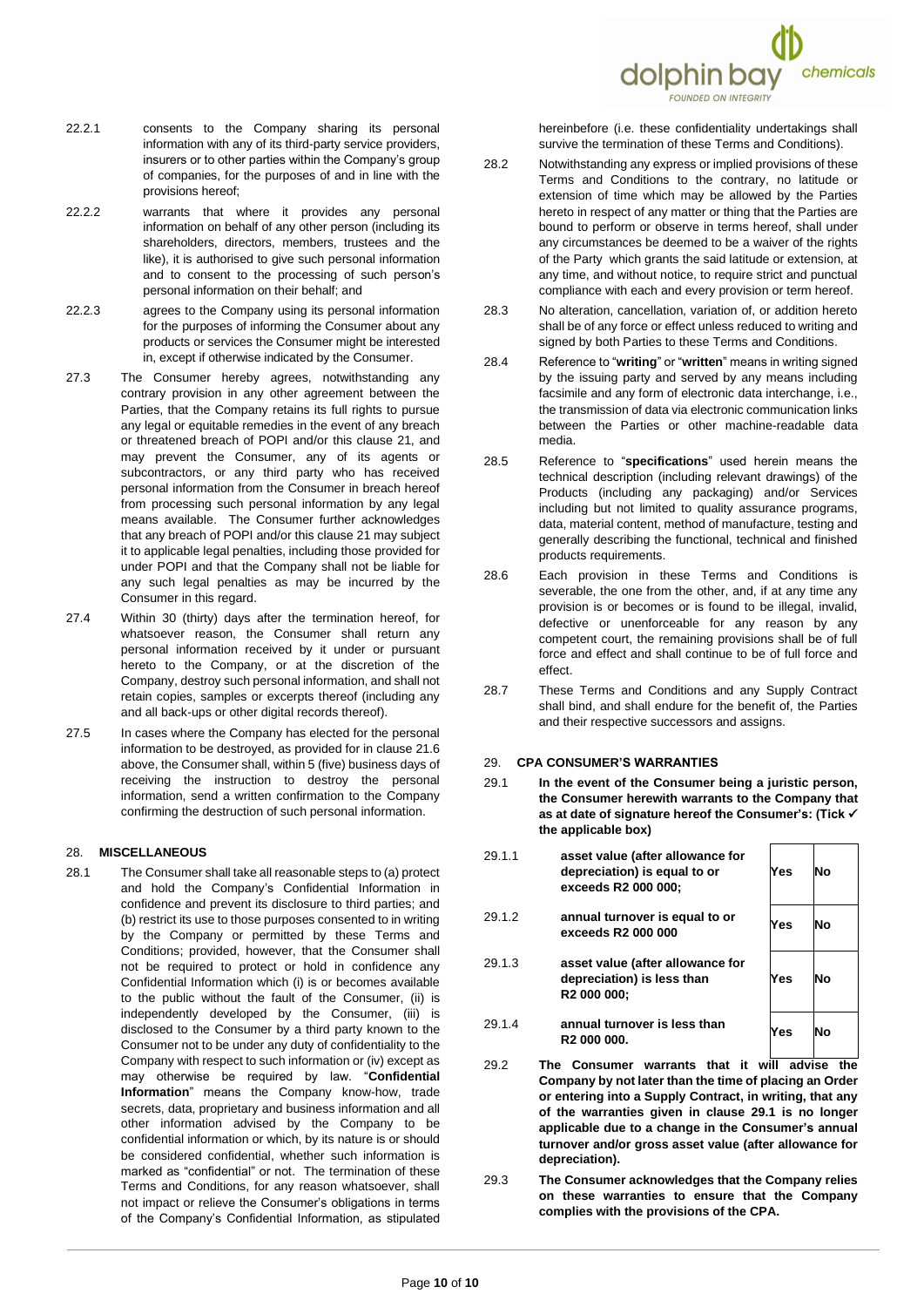22.2.1 consents to the Company sharing its personal information with any of its third-party service providers, insurers or to other parties within the Company's group of companies, for the purposes of and in line with the provisions hereof;

22.2.2 warrants that where it provides any personal information on behalf of any other person (including its shareholders, directors, members, trustees and the like), it is authorised to give such personal information and to consent to the processing of such person's personal information on their behalf; and

22.2.3 agrees to the Company using its personal information for the purposes of informing the Consumer about any products or services the Consumer might be interested in, except if otherwise indicated by the Consumer.

27.3 The Consumer hereby agrees, notwithstanding any contrary provision in any other agreement between the Parties, that the Company retains its full rights to pursue any legal or equitable remedies in the event of any breach or threatened breach of POPI and/or this clause 21, and may prevent the Consumer, any of its agents or subcontractors, or any third party who has received personal information from the Consumer in breach hereof from processing such personal information by any legal means available. The Consumer further acknowledges that any breach of POPI and/or this clause 21 may subject it to applicable legal penalties, including those provided for under POPI and that the Company shall not be liable for any such legal penalties as may be incurred by the Consumer in this regard.

27.4 Within 30 (thirty) days after the termination hereof, for whatsoever reason, the Consumer shall return any personal information received by it under or pursuant hereto to the Company, or at the discretion of the Company, destroy such personal information, and shall not retain copies, samples or excerpts thereof (including any and all back-ups or other digital records thereof).

27.5 In cases where the Company has elected for the personal information to be destroyed, as provided for in clause 21.6 above, the Consumer shall, within 5 (five) business days of receiving the instruction to destroy the personal information, send a written confirmation to the Company confirming the destruction of such personal information.

## 28. MISCELLANEOUS

28.1 The Consumer shall take all reasonable steps to (a) protect and hold the Company's Confidential Information in confidence and prevent its disclosure to third parties; and (b) restrict its use to those purposes consented to in writing by the Company or permitted by these Terms and Conditions; provided, however, that the Consumer shall not be required to protect or hold in confidence any Confidential Information which (i) is or becomes available to the public without the fault of the Consumer, (ii) is independently developed by the Consumer, (iii) is disclosed to the Consumer by a third party known to the Consumer not to be under any duty of confidentiality to the Company with respect to such information or (iv) except as may otherwise be required by law. "**Confidential Information**" means the Company know-how, trade secrets, data, proprietary and business information and all other information advised by the Company to be confidential information or which, by its nature is or should be considered confidential, whether such information is marked as "confidential" or not. The termination of these Terms and Conditions, for any reason whatsoever, shall not impact or relieve the Consumer's obligations in terms of the Company's Confidential Information, as stipulated hereinbefore (i.e. these confidentiality undertakings shall survive the termination of these Terms and Conditions).

28.2 Notwithstanding any express or implied provisions of these Terms and Conditions to the contrary, no latitude or extension of time which may be allowed by the Parties hereto in respect of any matter or thing that the Parties are bound to perform or observe in terms hereof, shall under any circumstances be deemed to be a waiver of the rights of the Party which grants the said latitude or extension, at any time, and without notice, to require strict and punctual compliance with each and every provision or term hereof.

28.3 No alteration, cancellation, variation of, or addition hereto shall be of any force or effect unless reduced to writing and signed by both Parties to these Terms and Conditions.

28.4 Reference to "**writing**" or "**written**" means in writing signed by the issuing party and served by any means including facsimile and any form of electronic data interchange, i.e., the transmission of data via electronic communication links between the Parties or other machine-readable data media.

28.5 Reference to "**specifications**" used herein means the technical description (including relevant drawings) of the Products (including any packaging) and/or Services including but not limited to quality assurance programs, data, material content, method of manufacture, testing and generally describing the functional, technical and finished products requirements.

28.6 Each provision in these Terms and Conditions is severable, the one from the other, and, if at any time any provision is or becomes or is found to be illegal, invalid, defective or unenforceable for any reason by any competent court, the remaining provisions shall be of full force and effect and shall continue to be of full force and effect.

28.7 These Terms and Conditions and any Supply Contract shall bind, and shall endure for the benefit of, the Parties and their respective successors and assigns.

## 29. CPA CONSUMER'S WARRANTIES

29.1 **In the event of the Consumer being a juristic person, the Consumer herewith warrants to the Company that as at date of signature hereof the Consumer's: (Tick ✓ the applicable box)**

| | | | |
|---|---|---|---|
| 29.1.1 | **asset value (after allowance for depreciation) is equal to or exceeds R2 000 000;** | **Yes** | **No** |
| 29.1.2 | **annual turnover is equal to or exceeds R2 000 000** | **Yes** | **No** |
| 29.1.3 | **asset value (after allowance for depreciation) is less than R2 000 000;** | **Yes** | **No** |
| 29.1.4 | **annual turnover is less than R2 000 000.** | **Yes** | **No** |

29.2 **The Consumer warrants that it will advise the Company by not later than the time of placing an Order or entering into a Supply Contract, in writing, that any of the warranties given in clause 29.1 is no longer applicable due to a change in the Consumer's annual turnover and/or gross asset value (after allowance for depreciation).**

29.3 **The Consumer acknowledges that the Company relies on these warranties to ensure that the Company complies with the provisions of the CPA.**